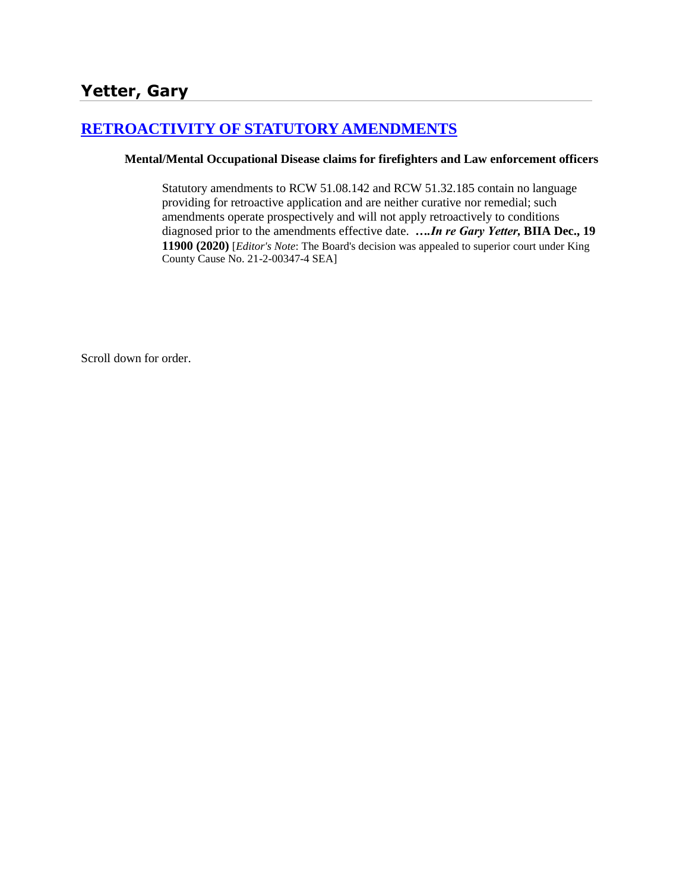# Yetter, Gary

## [RETROACTIVITY OF STATUTORY AMENDMENTS]

**Mental/Mental Occupational Disease claims for firefighters and Law enforcement officers**

> Statutory amendments to RCW 51.08.142 and RCW 51.32.185 contain no language providing for retroactive application and are neither curative nor remedial; such amendments operate prospectively and will not apply retroactively to conditions diagnosed prior to the amendments effective date. ***….In re Gary Yetter,* BIIA Dec., 19 11900 (2020)** [*Editor's Note*: The Board's decision was appealed to superior court under King County Cause No. 21-2-00347-4 SEA]

Scroll down for order.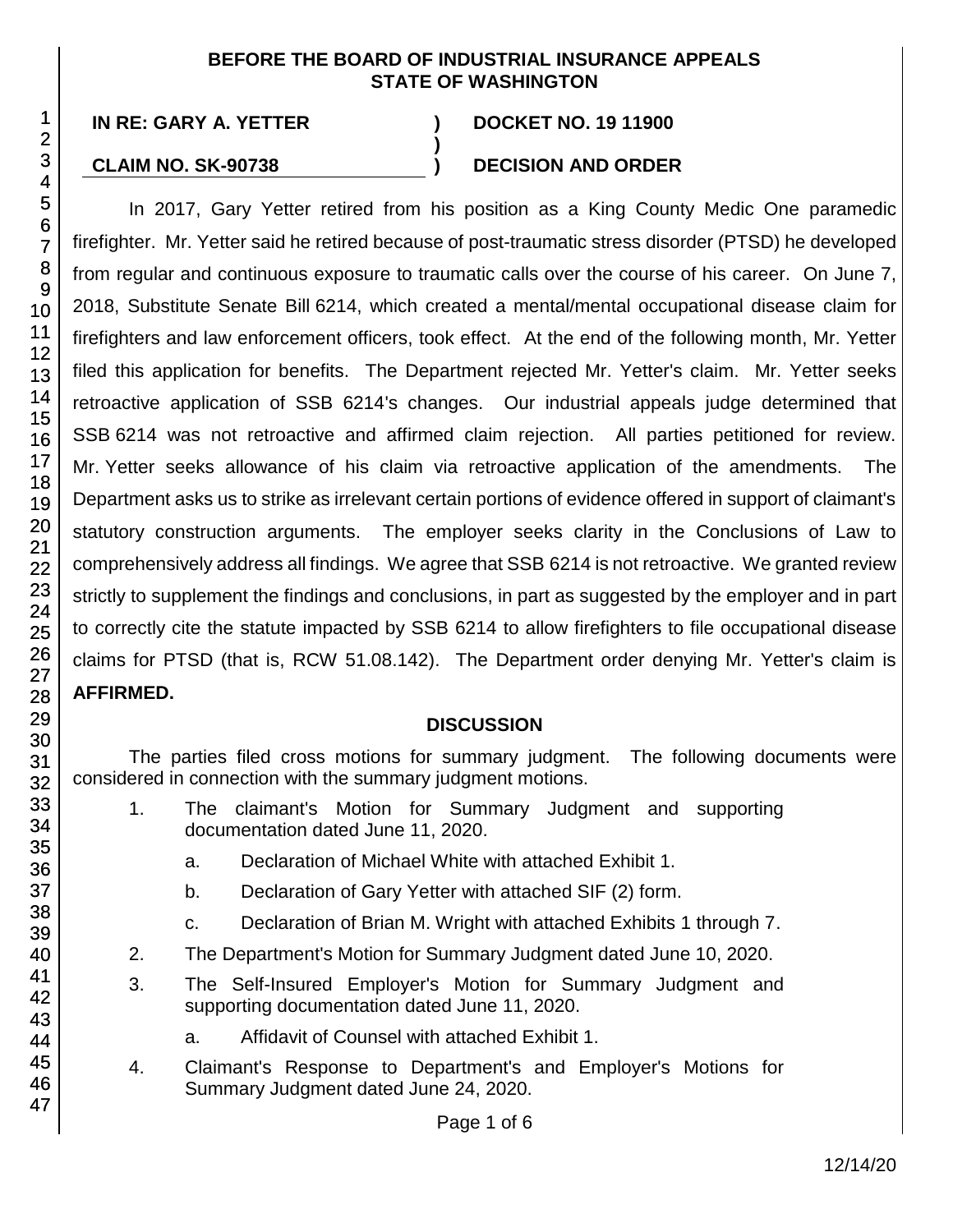**BEFORE THE BOARD OF INDUSTRIAL INSURANCE APPEALS**
**STATE OF WASHINGTON**

| | | |
|---|---|---|
| **IN RE: GARY A. YETTER** | **)** | **DOCKET NO. 19 11900** |
| | **)** | |
| **CLAIM NO. SK-90738** | **)** | **DECISION AND ORDER** |

In 2017, Gary Yetter retired from his position as a King County Medic One paramedic firefighter. Mr. Yetter said he retired because of post-traumatic stress disorder (PTSD) he developed from regular and continuous exposure to traumatic calls over the course of his career. On June 7, 2018, Substitute Senate Bill 6214, which created a mental/mental occupational disease claim for firefighters and law enforcement officers, took effect. At the end of the following month, Mr. Yetter filed this application for benefits. The Department rejected Mr. Yetter's claim. Mr. Yetter seeks retroactive application of SSB 6214's changes. Our industrial appeals judge determined that SSB 6214 was not retroactive and affirmed claim rejection. All parties petitioned for review. Mr. Yetter seeks allowance of his claim via retroactive application of the amendments. The Department asks us to strike as irrelevant certain portions of evidence offered in support of claimant's statutory construction arguments. The employer seeks clarity in the Conclusions of Law to comprehensively address all findings. We agree that SSB 6214 is not retroactive. We granted review strictly to supplement the findings and conclusions, in part as suggested by the employer and in part to correctly cite the statute impacted by SSB 6214 to allow firefighters to file occupational disease claims for PTSD (that is, RCW 51.08.142). The Department order denying Mr. Yetter's claim is **AFFIRMED.**

## DISCUSSION

The parties filed cross motions for summary judgment. The following documents were considered in connection with the summary judgment motions.

1. The claimant's Motion for Summary Judgment and supporting documentation dated June 11, 2020.
    a. Declaration of Michael White with attached Exhibit 1.
    b. Declaration of Gary Yetter with attached SIF (2) form.
    c. Declaration of Brian M. Wright with attached Exhibits 1 through 7.
2. The Department's Motion for Summary Judgment dated June 10, 2020.
3. The Self-Insured Employer's Motion for Summary Judgment and supporting documentation dated June 11, 2020.
    a. Affidavit of Counsel with attached Exhibit 1.
4. Claimant's Response to Department's and Employer's Motions for Summary Judgment dated June 24, 2020.

12/14/20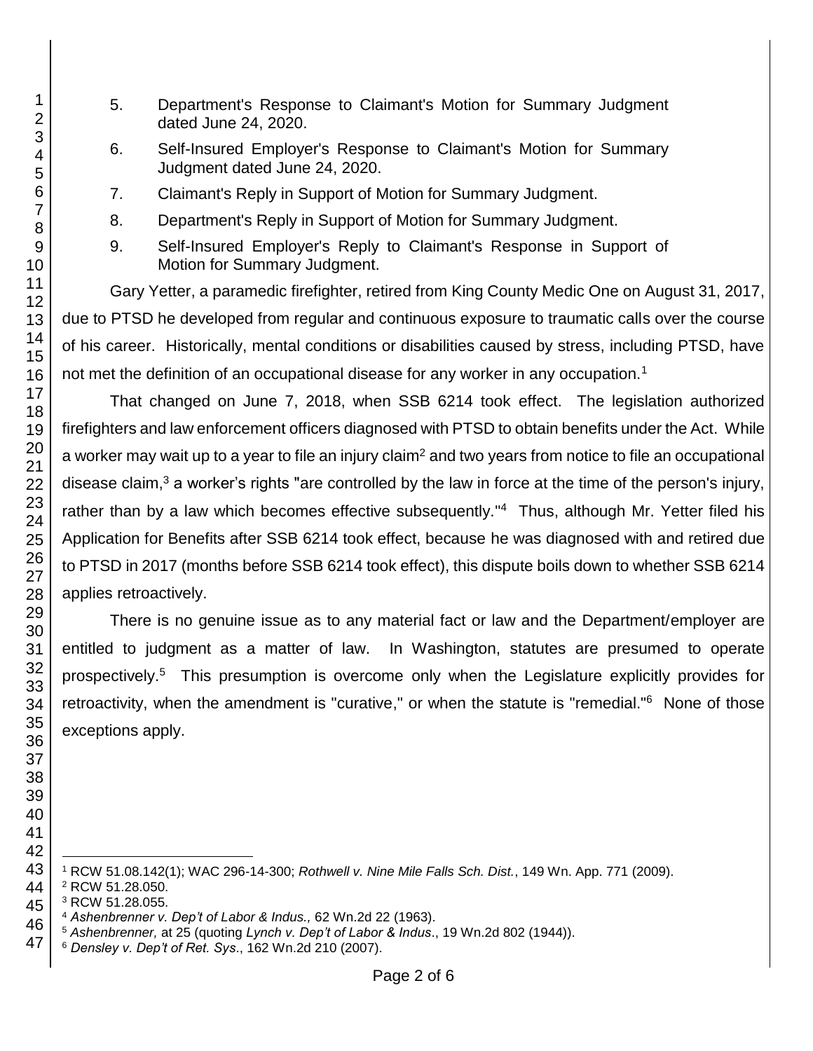5. Department's Response to Claimant's Motion for Summary Judgment dated June 24, 2020.
6. Self-Insured Employer's Response to Claimant's Motion for Summary Judgment dated June 24, 2020.
7. Claimant's Reply in Support of Motion for Summary Judgment.
8. Department's Reply in Support of Motion for Summary Judgment.
9. Self-Insured Employer's Reply to Claimant's Response in Support of Motion for Summary Judgment.

Gary Yetter, a paramedic firefighter, retired from King County Medic One on August 31, 2017, due to PTSD he developed from regular and continuous exposure to traumatic calls over the course of his career. Historically, mental conditions or disabilities caused by stress, including PTSD, have not met the definition of an occupational disease for any worker in any occupation.[1]

That changed on June 7, 2018, when SSB 6214 took effect. The legislation authorized firefighters and law enforcement officers diagnosed with PTSD to obtain benefits under the Act. While a worker may wait up to a year to file an injury claim[2] and two years from notice to file an occupational disease claim,[3] a worker's rights "are controlled by the law in force at the time of the person's injury, rather than by a law which becomes effective subsequently."[4] Thus, although Mr. Yetter filed his Application for Benefits after SSB 6214 took effect, because he was diagnosed with and retired due to PTSD in 2017 (months before SSB 6214 took effect), this dispute boils down to whether SSB 6214 applies retroactively.

There is no genuine issue as to any material fact or law and the Department/employer are entitled to judgment as a matter of law. In Washington, statutes are presumed to operate prospectively.[5] This presumption is overcome only when the Legislature explicitly provides for retroactivity, when the amendment is "curative," or when the statute is "remedial."[6] None of those exceptions apply.

---

[1] RCW 51.08.142(1); WAC 296-14-300; *Rothwell v. Nine Mile Falls Sch. Dist.*, 149 Wn. App. 771 (2009).
[2] RCW 51.28.050.
[3] RCW 51.28.055.
[4] *Ashenbrenner v. Dep't of Labor & Indus.,* 62 Wn.2d 22 (1963).
[5] *Ashenbrenner,* at 25 (quoting *Lynch v. Dep't of Labor & Indus*., 19 Wn.2d 802 (1944)).
[6] *Densley v. Dep't of Ret. Sys*., 162 Wn.2d 210 (2007).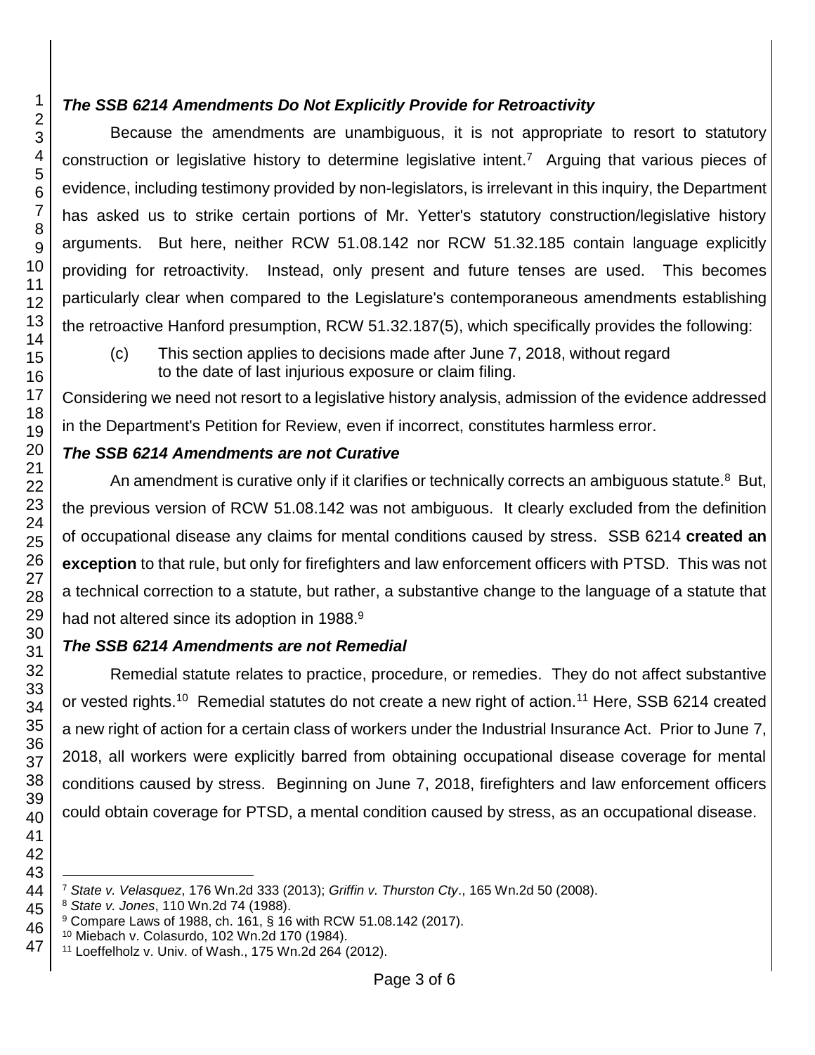### *The SSB 6214 Amendments Do Not Explicitly Provide for Retroactivity*

Because the amendments are unambiguous, it is not appropriate to resort to statutory construction or legislative history to determine legislative intent.[7] Arguing that various pieces of evidence, including testimony provided by non-legislators, is irrelevant in this inquiry, the Department has asked us to strike certain portions of Mr. Yetter's statutory construction/legislative history arguments. But here, neither RCW 51.08.142 nor RCW 51.32.185 contain language explicitly providing for retroactivity. Instead, only present and future tenses are used. This becomes particularly clear when compared to the Legislature's contemporaneous amendments establishing the retroactive Hanford presumption, RCW 51.32.187(5), which specifically provides the following:

> (c) This section applies to decisions made after June 7, 2018, without regard to the date of last injurious exposure or claim filing.

Considering we need not resort to a legislative history analysis, admission of the evidence addressed in the Department's Petition for Review, even if incorrect, constitutes harmless error.

### *The SSB 6214 Amendments are not Curative*

An amendment is curative only if it clarifies or technically corrects an ambiguous statute.[8] But, the previous version of RCW 51.08.142 was not ambiguous. It clearly excluded from the definition of occupational disease any claims for mental conditions caused by stress. SSB 6214 **created an exception** to that rule, but only for firefighters and law enforcement officers with PTSD. This was not a technical correction to a statute, but rather, a substantive change to the language of a statute that had not altered since its adoption in 1988.[9]

### *The SSB 6214 Amendments are not Remedial*

Remedial statute relates to practice, procedure, or remedies. They do not affect substantive or vested rights.[10] Remedial statutes do not create a new right of action.[11] Here, SSB 6214 created a new right of action for a certain class of workers under the Industrial Insurance Act. Prior to June 7, 2018, all workers were explicitly barred from obtaining occupational disease coverage for mental conditions caused by stress. Beginning on June 7, 2018, firefighters and law enforcement officers could obtain coverage for PTSD, a mental condition caused by stress, as an occupational disease.

---

[7] *State v. Velasquez*, 176 Wn.2d 333 (2013); *Griffin v. Thurston Cty*., 165 Wn.2d 50 (2008).

[8] *State v. Jones*, 110 Wn.2d 74 (1988).

[9] Compare Laws of 1988, ch. 161, § 16 with RCW 51.08.142 (2017).

[10] Miebach v. Colasurdo, 102 Wn.2d 170 (1984).

[11] Loeffelholz v. Univ. of Wash., 175 Wn.2d 264 (2012).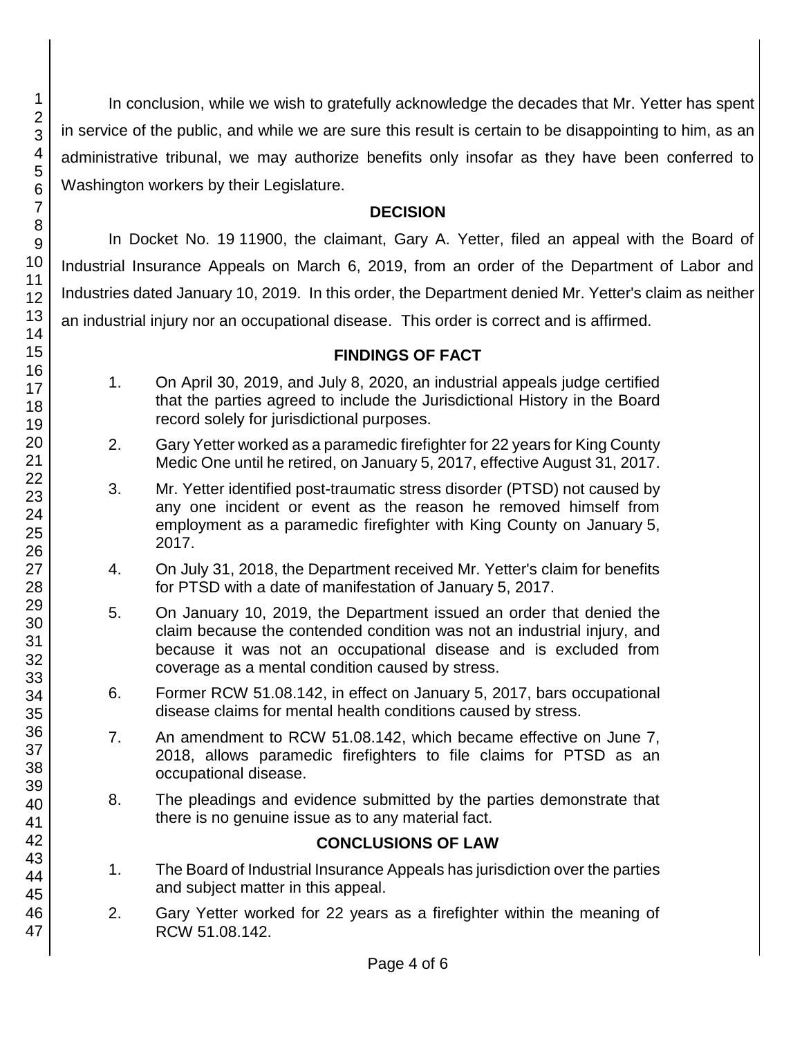In conclusion, while we wish to gratefully acknowledge the decades that Mr. Yetter has spent in service of the public, and while we are sure this result is certain to be disappointing to him, as an administrative tribunal, we may authorize benefits only insofar as they have been conferred to Washington workers by their Legislature.

## DECISION

In Docket No. 19 11900, the claimant, Gary A. Yetter, filed an appeal with the Board of Industrial Insurance Appeals on March 6, 2019, from an order of the Department of Labor and Industries dated January 10, 2019. In this order, the Department denied Mr. Yetter's claim as neither an industrial injury nor an occupational disease. This order is correct and is affirmed.

## FINDINGS OF FACT

1. On April 30, 2019, and July 8, 2020, an industrial appeals judge certified that the parties agreed to include the Jurisdictional History in the Board record solely for jurisdictional purposes.
2. Gary Yetter worked as a paramedic firefighter for 22 years for King County Medic One until he retired, on January 5, 2017, effective August 31, 2017.
3. Mr. Yetter identified post-traumatic stress disorder (PTSD) not caused by any one incident or event as the reason he removed himself from employment as a paramedic firefighter with King County on January 5, 2017.
4. On July 31, 2018, the Department received Mr. Yetter's claim for benefits for PTSD with a date of manifestation of January 5, 2017.
5. On January 10, 2019, the Department issued an order that denied the claim because the contended condition was not an industrial injury, and because it was not an occupational disease and is excluded from coverage as a mental condition caused by stress.
6. Former RCW 51.08.142, in effect on January 5, 2017, bars occupational disease claims for mental health conditions caused by stress.
7. An amendment to RCW 51.08.142, which became effective on June 7, 2018, allows paramedic firefighters to file claims for PTSD as an occupational disease.
8. The pleadings and evidence submitted by the parties demonstrate that there is no genuine issue as to any material fact.

## CONCLUSIONS OF LAW

1. The Board of Industrial Insurance Appeals has jurisdiction over the parties and subject matter in this appeal.
2. Gary Yetter worked for 22 years as a firefighter within the meaning of RCW 51.08.142.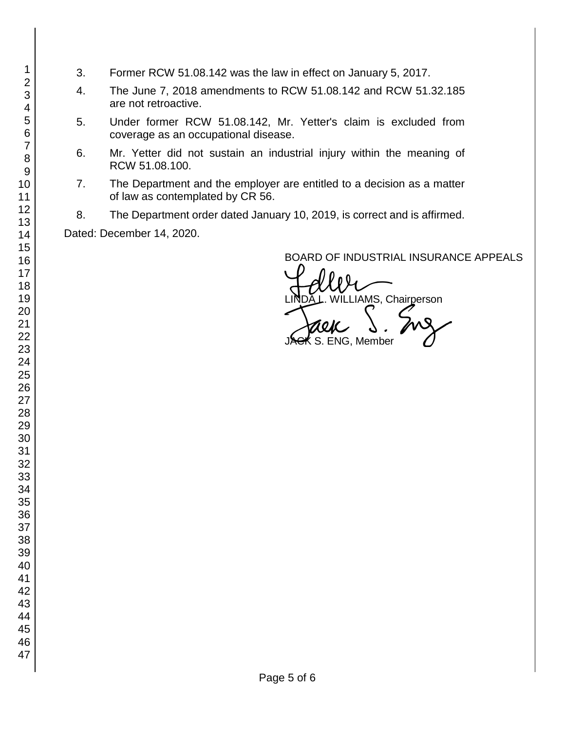3. Former RCW 51.08.142 was the law in effect on January 5, 2017.

4. The June 7, 2018 amendments to RCW 51.08.142 and RCW 51.32.185 are not retroactive.

5. Under former RCW 51.08.142, Mr. Yetter's claim is excluded from coverage as an occupational disease.

6. Mr. Yetter did not sustain an industrial injury within the meaning of RCW 51.08.100.

7. The Department and the employer are entitled to a decision as a matter of law as contemplated by CR 56.

8. The Department order dated January 10, 2019, is correct and is affirmed.

Dated: December 14, 2020.

BOARD OF INDUSTRIAL INSURANCE APPEALS

LINDA L. WILLIAMS, Chairperson

JACK S. ENG, Member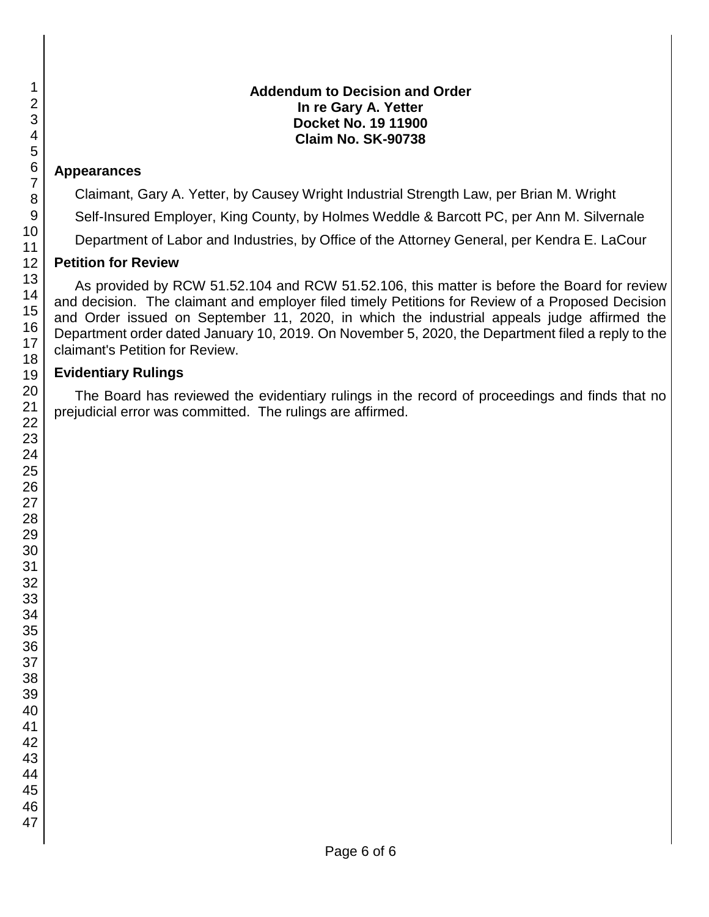**Addendum to Decision and Order**
**In re Gary A. Yetter**
**Docket No. 19 11900**
**Claim No. SK-90738**

## Appearances

Claimant, Gary A. Yetter, by Causey Wright Industrial Strength Law, per Brian M. Wright

Self-Insured Employer, King County, by Holmes Weddle & Barcott PC, per Ann M. Silvernale

Department of Labor and Industries, by Office of the Attorney General, per Kendra E. LaCour

## Petition for Review

As provided by RCW 51.52.104 and RCW 51.52.106, this matter is before the Board for review and decision. The claimant and employer filed timely Petitions for Review of a Proposed Decision and Order issued on September 11, 2020, in which the industrial appeals judge affirmed the Department order dated January 10, 2019. On November 5, 2020, the Department filed a reply to the claimant's Petition for Review.

## Evidentiary Rulings

The Board has reviewed the evidentiary rulings in the record of proceedings and finds that no prejudicial error was committed. The rulings are affirmed.